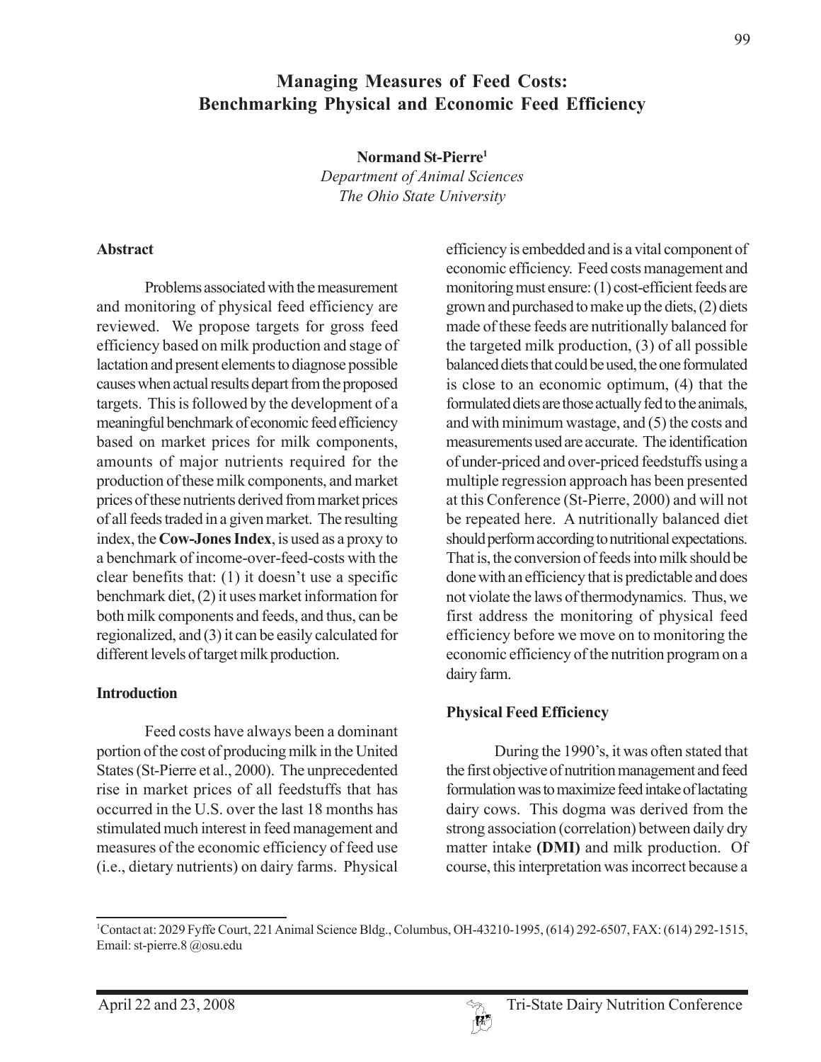# Managing Measures of Feed Costs: Benchmarking Physical and Economic Feed Efficiency

**Normand St-Pierre[1]**

*Department of Animal Sciences*
*The Ohio State University*

## Abstract

Problems associated with the measurement and monitoring of physical feed efficiency are reviewed. We propose targets for gross feed efficiency based on milk production and stage of lactation and present elements to diagnose possible causes when actual results depart from the proposed targets. This is followed by the development of a meaningful benchmark of economic feed efficiency based on market prices for milk components, amounts of major nutrients required for the production of these milk components, and market prices of these nutrients derived from market prices of all feeds traded in a given market. The resulting index, the **Cow-Jones Index**, is used as a proxy to a benchmark of income-over-feed-costs with the clear benefits that: (1) it doesn't use a specific benchmark diet, (2) it uses market information for both milk components and feeds, and thus, can be regionalized, and (3) it can be easily calculated for different levels of target milk production.

## Introduction

Feed costs have always been a dominant portion of the cost of producing milk in the United States (St-Pierre et al., 2000). The unprecedented rise in market prices of all feedstuffs that has occurred in the U.S. over the last 18 months has stimulated much interest in feed management and measures of the economic efficiency of feed use (i.e., dietary nutrients) on dairy farms. Physical efficiency is embedded and is a vital component of economic efficiency. Feed costs management and monitoring must ensure: (1) cost-efficient feeds are grown and purchased to make up the diets, (2) diets made of these feeds are nutritionally balanced for the targeted milk production, (3) of all possible balanced diets that could be used, the one formulated is close to an economic optimum, (4) that the formulated diets are those actually fed to the animals, and with minimum wastage, and (5) the costs and measurements used are accurate. The identification of under-priced and over-priced feedstuffs using a multiple regression approach has been presented at this Conference (St-Pierre, 2000) and will not be repeated here. A nutritionally balanced diet should perform according to nutritional expectations. That is, the conversion of feeds into milk should be done with an efficiency that is predictable and does not violate the laws of thermodynamics. Thus, we first address the monitoring of physical feed efficiency before we move on to monitoring the economic efficiency of the nutrition program on a dairy farm.

## Physical Feed Efficiency

During the 1990's, it was often stated that the first objective of nutrition management and feed formulation was to maximize feed intake of lactating dairy cows. This dogma was derived from the strong association (correlation) between daily dry matter intake **(DMI)** and milk production. Of course, this interpretation was incorrect because a

---

[1]Contact at: 2029 Fyffe Court, 221 Animal Science Bldg., Columbus, OH-43210-1995, (614) 292-6507, FAX: (614) 292-1515, Email: st-pierre.8 @osu.edu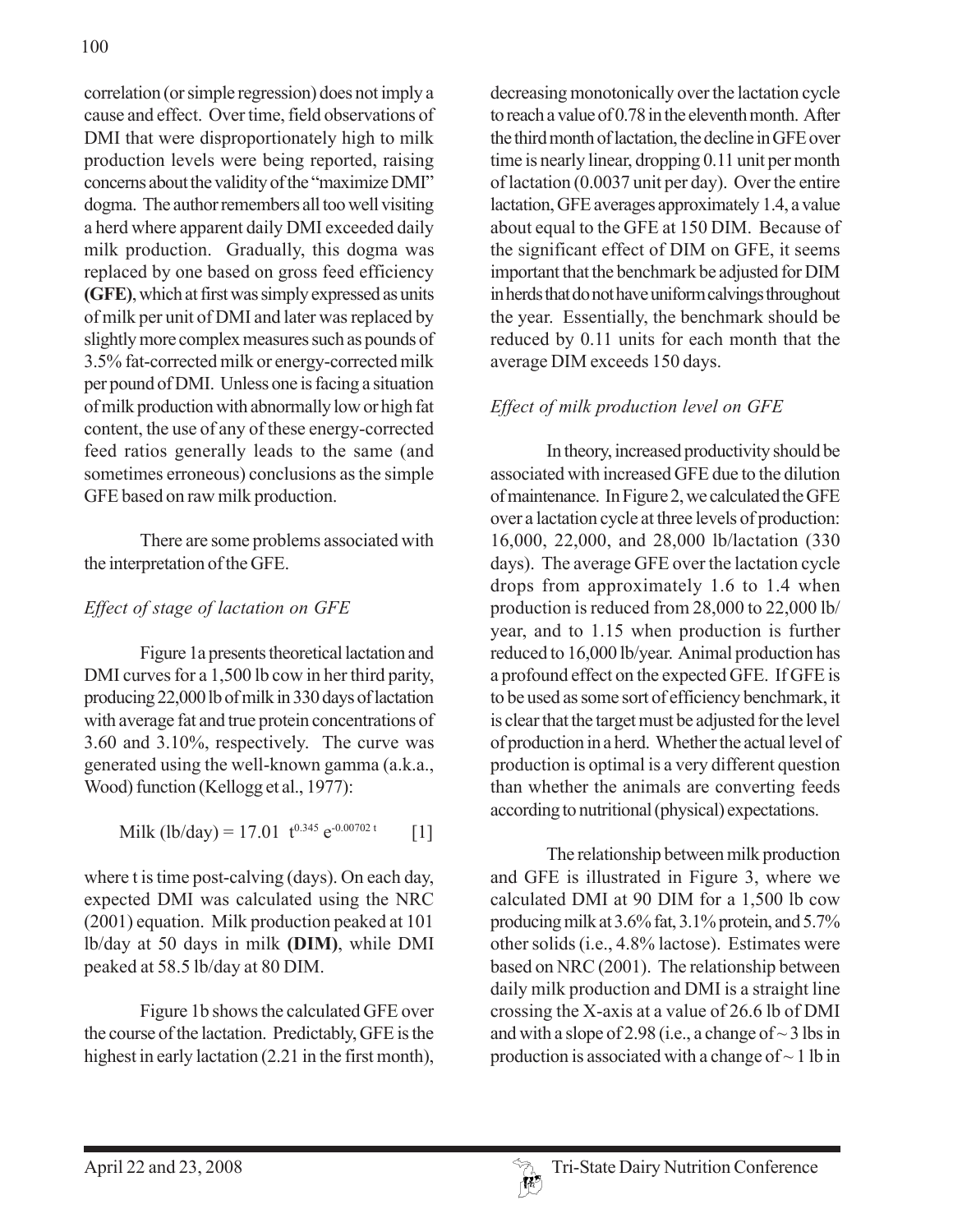correlation (or simple regression) does not imply a cause and effect. Over time, field observations of DMI that were disproportionately high to milk production levels were being reported, raising concerns about the validity of the "maximize DMI" dogma. The author remembers all too well visiting a herd where apparent daily DMI exceeded daily milk production. Gradually, this dogma was replaced by one based on gross feed efficiency **(GFE)**, which at first was simply expressed as units of milk per unit of DMI and later was replaced by slightly more complex measures such as pounds of 3.5% fat-corrected milk or energy-corrected milk per pound of DMI. Unless one is facing a situation of milk production with abnormally low or high fat content, the use of any of these energy-corrected feed ratios generally leads to the same (and sometimes erroneous) conclusions as the simple GFE based on raw milk production.

There are some problems associated with the interpretation of the GFE.

### *Effect of stage of lactation on GFE*

Figure 1a presents theoretical lactation and DMI curves for a 1,500 lb cow in her third parity, producing 22,000 lb of milk in 330 days of lactation with average fat and true protein concentrations of 3.60 and 3.10%, respectively. The curve was generated using the well-known gamma (a.k.a., Wood) function (Kellogg et al., 1977):

$$\text{Milk (lb/day)} = 17.01\ t^{0.345}\ e^{-0.00702\ t} \qquad [1]$$

where t is time post-calving (days). On each day, expected DMI was calculated using the NRC (2001) equation. Milk production peaked at 101 lb/day at 50 days in milk **(DIM)**, while DMI peaked at 58.5 lb/day at 80 DIM.

Figure 1b shows the calculated GFE over the course of the lactation. Predictably, GFE is the highest in early lactation (2.21 in the first month), decreasing monotonically over the lactation cycle to reach a value of 0.78 in the eleventh month. After the third month of lactation, the decline in GFE over time is nearly linear, dropping 0.11 unit per month of lactation (0.0037 unit per day). Over the entire lactation, GFE averages approximately 1.4, a value about equal to the GFE at 150 DIM. Because of the significant effect of DIM on GFE, it seems important that the benchmark be adjusted for DIM in herds that do not have uniform calvings throughout the year. Essentially, the benchmark should be reduced by 0.11 units for each month that the average DIM exceeds 150 days.

### *Effect of milk production level on GFE*

In theory, increased productivity should be associated with increased GFE due to the dilution of maintenance. In Figure 2, we calculated the GFE over a lactation cycle at three levels of production: 16,000, 22,000, and 28,000 lb/lactation (330 days). The average GFE over the lactation cycle drops from approximately 1.6 to 1.4 when production is reduced from 28,000 to 22,000 lb/year, and to 1.15 when production is further reduced to 16,000 lb/year. Animal production has a profound effect on the expected GFE. If GFE is to be used as some sort of efficiency benchmark, it is clear that the target must be adjusted for the level of production in a herd. Whether the actual level of production is optimal is a very different question than whether the animals are converting feeds according to nutritional (physical) expectations.

The relationship between milk production and GFE is illustrated in Figure 3, where we calculated DMI at 90 DIM for a 1,500 lb cow producing milk at 3.6% fat, 3.1% protein, and 5.7% other solids (i.e., 4.8% lactose). Estimates were based on NRC (2001). The relationship between daily milk production and DMI is a straight line crossing the X-axis at a value of 26.6 lb of DMI and with a slope of 2.98 (i.e., a change of ~ 3 lbs in production is associated with a change of ~ 1 lb in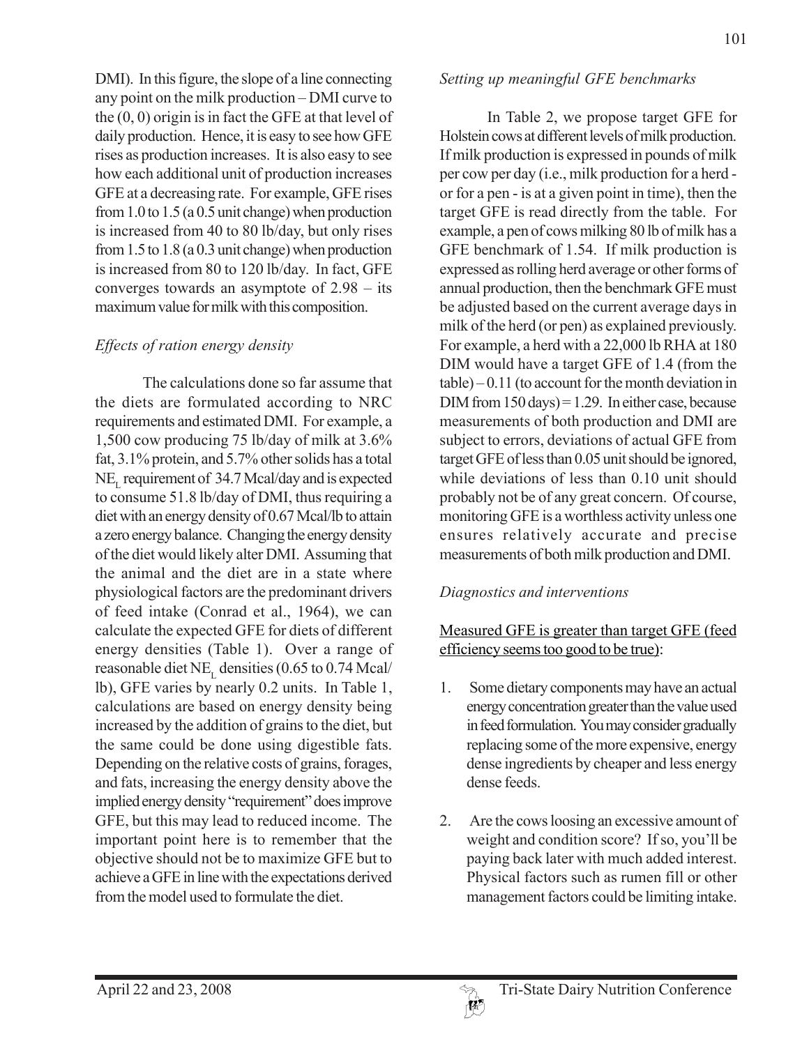DMI). In this figure, the slope of a line connecting any point on the milk production – DMI curve to the (0, 0) origin is in fact the GFE at that level of daily production. Hence, it is easy to see how GFE rises as production increases. It is also easy to see how each additional unit of production increases GFE at a decreasing rate. For example, GFE rises from 1.0 to 1.5 (a 0.5 unit change) when production is increased from 40 to 80 lb/day, but only rises from 1.5 to 1.8 (a 0.3 unit change) when production is increased from 80 to 120 lb/day. In fact, GFE converges towards an asymptote of 2.98 – its maximum value for milk with this composition.

### *Effects of ration energy density*

The calculations done so far assume that the diets are formulated according to NRC requirements and estimated DMI. For example, a 1,500 cow producing 75 lb/day of milk at 3.6% fat, 3.1% protein, and 5.7% other solids has a total $NE_L$ requirement of 34.7 Mcal/day and is expected to consume 51.8 lb/day of DMI, thus requiring a diet with an energy density of 0.67 Mcal/lb to attain a zero energy balance. Changing the energy density of the diet would likely alter DMI. Assuming that the animal and the diet are in a state where physiological factors are the predominant drivers of feed intake (Conrad et al., 1964), we can calculate the expected GFE for diets of different energy densities (Table 1). Over a range of reasonable diet $NE_L$ densities (0.65 to 0.74 Mcal/lb), GFE varies by nearly 0.2 units. In Table 1, calculations are based on energy density being increased by the addition of grains to the diet, but the same could be done using digestible fats. Depending on the relative costs of grains, forages, and fats, increasing the energy density above the implied energy density "requirement" does improve GFE, but this may lead to reduced income. The important point here is to remember that the objective should not be to maximize GFE but to achieve a GFE in line with the expectations derived from the model used to formulate the diet.

### *Setting up meaningful GFE benchmarks*

In Table 2, we propose target GFE for Holstein cows at different levels of milk production. If milk production is expressed in pounds of milk per cow per day (i.e., milk production for a herd - or for a pen - is at a given point in time), then the target GFE is read directly from the table. For example, a pen of cows milking 80 lb of milk has a GFE benchmark of 1.54. If milk production is expressed as rolling herd average or other forms of annual production, then the benchmark GFE must be adjusted based on the current average days in milk of the herd (or pen) as explained previously. For example, a herd with a 22,000 lb RHA at 180 DIM would have a target GFE of 1.4 (from the table) – 0.11 (to account for the month deviation in DIM from 150 days) = 1.29. In either case, because measurements of both production and DMI are subject to errors, deviations of actual GFE from target GFE of less than 0.05 unit should be ignored, while deviations of less than 0.10 unit should probably not be of any great concern. Of course, monitoring GFE is a worthless activity unless one ensures relatively accurate and precise measurements of both milk production and DMI.

### *Diagnostics and interventions*

<u>Measured GFE is greater than target GFE (feed efficiency seems too good to be true):</u>

1. Some dietary components may have an actual energy concentration greater than the value used in feed formulation. You may consider gradually replacing some of the more expensive, energy dense ingredients by cheaper and less energy dense feeds.

2. Are the cows loosing an excessive amount of weight and condition score? If so, you'll be paying back later with much added interest. Physical factors such as rumen fill or other management factors could be limiting intake.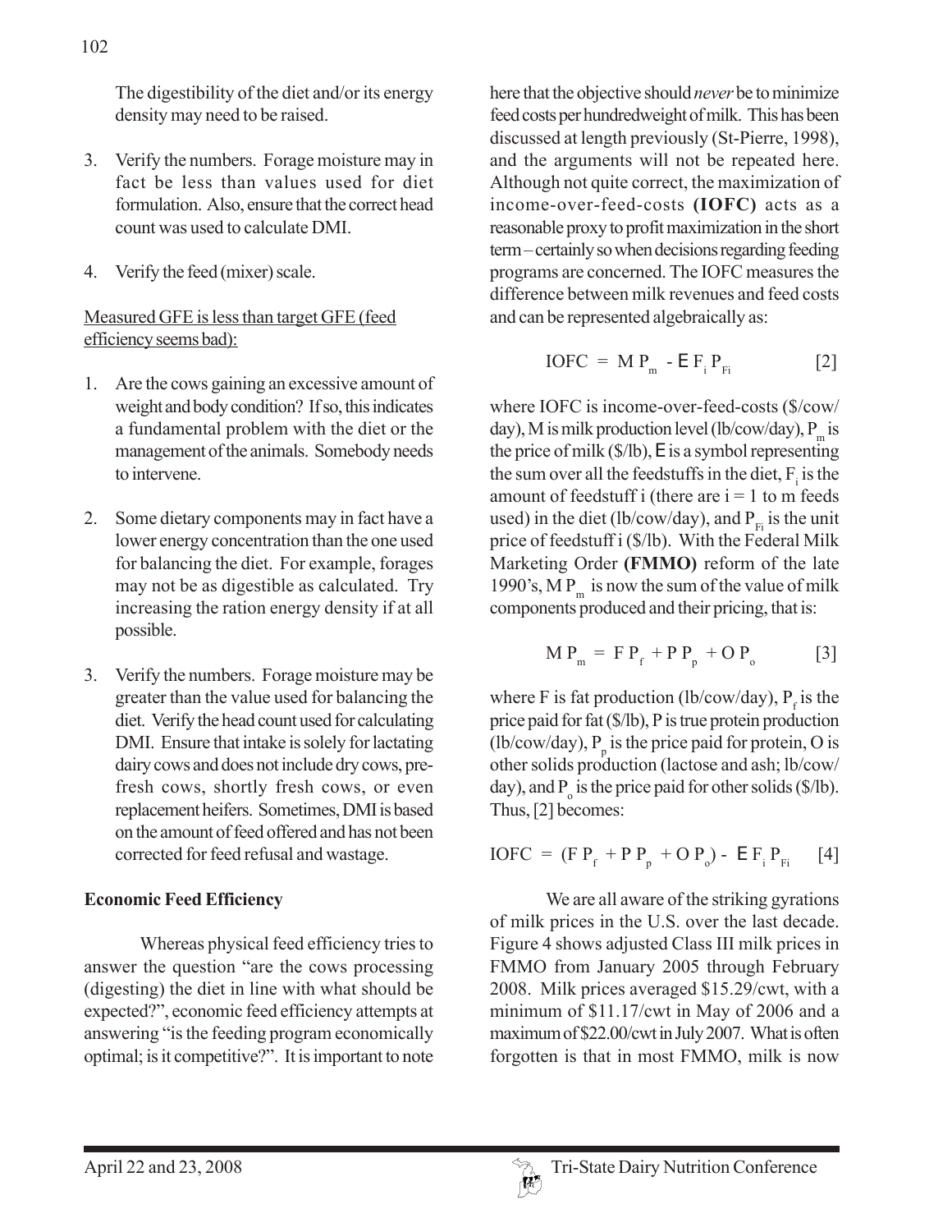The digestibility of the diet and/or its energy density may need to be raised.

3. Verify the numbers. Forage moisture may in fact be less than values used for diet formulation. Also, ensure that the correct head count was used to calculate DMI.

4. Verify the feed (mixer) scale.

Measured GFE is less than target GFE (feed efficiency seems bad):

1. Are the cows gaining an excessive amount of weight and body condition? If so, this indicates a fundamental problem with the diet or the management of the animals. Somebody needs to intervene.

2. Some dietary components may in fact have a lower energy concentration than the one used for balancing the diet. For example, forages may not be as digestible as calculated. Try increasing the ration energy density if at all possible.

3. Verify the numbers. Forage moisture may be greater than the value used for balancing the diet. Verify the head count used for calculating DMI. Ensure that intake is solely for lactating dairy cows and does not include dry cows, pre-fresh cows, shortly fresh cows, or even replacement heifers. Sometimes, DMI is based on the amount of feed offered and has not been corrected for feed refusal and wastage.

**Economic Feed Efficiency**

Whereas physical feed efficiency tries to answer the question "are the cows processing (digesting) the diet in line with what should be expected?", economic feed efficiency attempts at answering "is the feeding program economically optimal; is it competitive?". It is important to note here that the objective should *never* be to minimize feed costs per hundredweight of milk. This has been discussed at length previously (St-Pierre, 1998), and the arguments will not be repeated here. Although not quite correct, the maximization of income-over-feed-costs **(IOFC)** acts as a reasonable proxy to profit maximization in the short term – certainly so when decisions regarding feeding programs are concerned. The IOFC measures the difference between milk revenues and feed costs and can be represented algebraically as:

$$IOFC = M P_m - \Sigma F_i P_{Fi} \qquad [2]$$

where IOFC is income-over-feed-costs (\$/cow/day), M is milk production level (lb/cow/day), $P_m$ is the price of milk (\$/lb), $\Sigma$ is a symbol representing the sum over all the feedstuffs in the diet, $F_i$ is the amount of feedstuff i (there are i = 1 to m feeds used) in the diet (lb/cow/day), and $P_{Fi}$ is the unit price of feedstuff i (\$/lb). With the Federal Milk Marketing Order **(FMMO)** reform of the late 1990's, $M P_m$ is now the sum of the value of milk components produced and their pricing, that is:

$$M P_m = F P_f + P P_p + O P_o \qquad [3]$$

where F is fat production (lb/cow/day), $P_f$ is the price paid for fat (\$/lb), P is true protein production (lb/cow/day), $P_p$ is the price paid for protein, O is other solids production (lactose and ash; lb/cow/day), and $P_o$ is the price paid for other solids (\$/lb). Thus, [2] becomes:

$$IOFC = (F P_f + P P_p + O P_o) - \Sigma F_i P_{Fi} \qquad [4]$$

We are all aware of the striking gyrations of milk prices in the U.S. over the last decade. Figure 4 shows adjusted Class III milk prices in FMMO from January 2005 through February 2008. Milk prices averaged \$15.29/cwt, with a minimum of \$11.17/cwt in May of 2006 and a maximum of \$22.00/cwt in July 2007. What is often forgotten is that in most FMMO, milk is now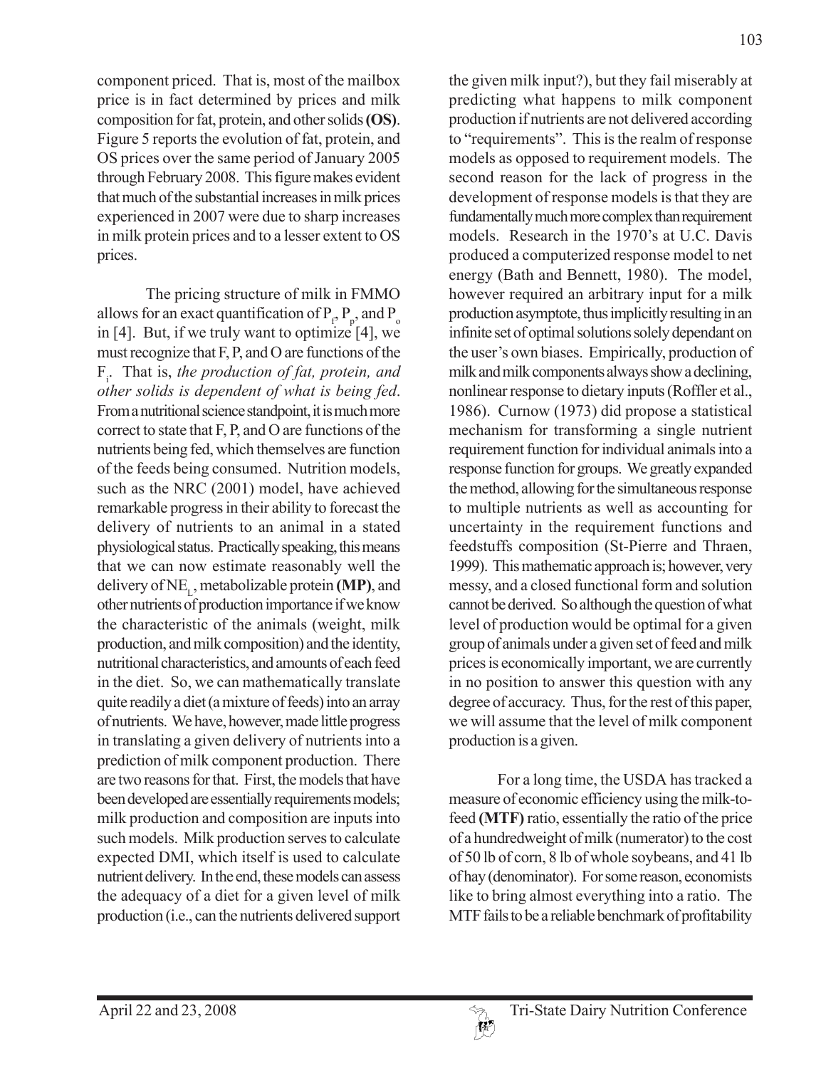component priced. That is, most of the mailbox price is in fact determined by prices and milk composition for fat, protein, and other solids **(OS)**. Figure 5 reports the evolution of fat, protein, and OS prices over the same period of January 2005 through February 2008. This figure makes evident that much of the substantial increases in milk prices experienced in 2007 were due to sharp increases in milk protein prices and to a lesser extent to OS prices.

The pricing structure of milk in FMMO allows for an exact quantification of $P_f$, $P_p$, and $P_o$ in [4]. But, if we truly want to optimize [4], we must recognize that F, P, and O are functions of the $F_i$. That is, *the production of fat, protein, and other solids is dependent of what is being fed*. From a nutritional science standpoint, it is much more correct to state that F, P, and O are functions of the nutrients being fed, which themselves are function of the feeds being consumed. Nutrition models, such as the NRC (2001) model, have achieved remarkable progress in their ability to forecast the delivery of nutrients to an animal in a stated physiological status. Practically speaking, this means that we can now estimate reasonably well the delivery of $NE_L$, metabolizable protein **(MP)**, and other nutrients of production importance if we know the characteristic of the animals (weight, milk production, and milk composition) and the identity, nutritional characteristics, and amounts of each feed in the diet. So, we can mathematically translate quite readily a diet (a mixture of feeds) into an array of nutrients. We have, however, made little progress in translating a given delivery of nutrients into a prediction of milk component production. There are two reasons for that. First, the models that have been developed are essentially requirements models; milk production and composition are inputs into such models. Milk production serves to calculate expected DMI, which itself is used to calculate nutrient delivery. In the end, these models can assess the adequacy of a diet for a given level of milk production (i.e., can the nutrients delivered support the given milk input?), but they fail miserably at predicting what happens to milk component production if nutrients are not delivered according to "requirements". This is the realm of response models as opposed to requirement models. The second reason for the lack of progress in the development of response models is that they are fundamentally much more complex than requirement models. Research in the 1970's at U.C. Davis produced a computerized response model to net energy (Bath and Bennett, 1980). The model, however required an arbitrary input for a milk production asymptote, thus implicitly resulting in an infinite set of optimal solutions solely dependant on the user's own biases. Empirically, production of milk and milk components always show a declining, nonlinear response to dietary inputs (Roffler et al., 1986). Curnow (1973) did propose a statistical mechanism for transforming a single nutrient requirement function for individual animals into a response function for groups. We greatly expanded the method, allowing for the simultaneous response to multiple nutrients as well as accounting for uncertainty in the requirement functions and feedstuffs composition (St-Pierre and Thraen, 1999). This mathematic approach is; however, very messy, and a closed functional form and solution cannot be derived. So although the question of what level of production would be optimal for a given group of animals under a given set of feed and milk prices is economically important, we are currently in no position to answer this question with any degree of accuracy. Thus, for the rest of this paper, we will assume that the level of milk component production is a given.

For a long time, the USDA has tracked a measure of economic efficiency using the milk-to-feed **(MTF)** ratio, essentially the ratio of the price of a hundredweight of milk (numerator) to the cost of 50 lb of corn, 8 lb of whole soybeans, and 41 lb of hay (denominator). For some reason, economists like to bring almost everything into a ratio. The MTF fails to be a reliable benchmark of profitability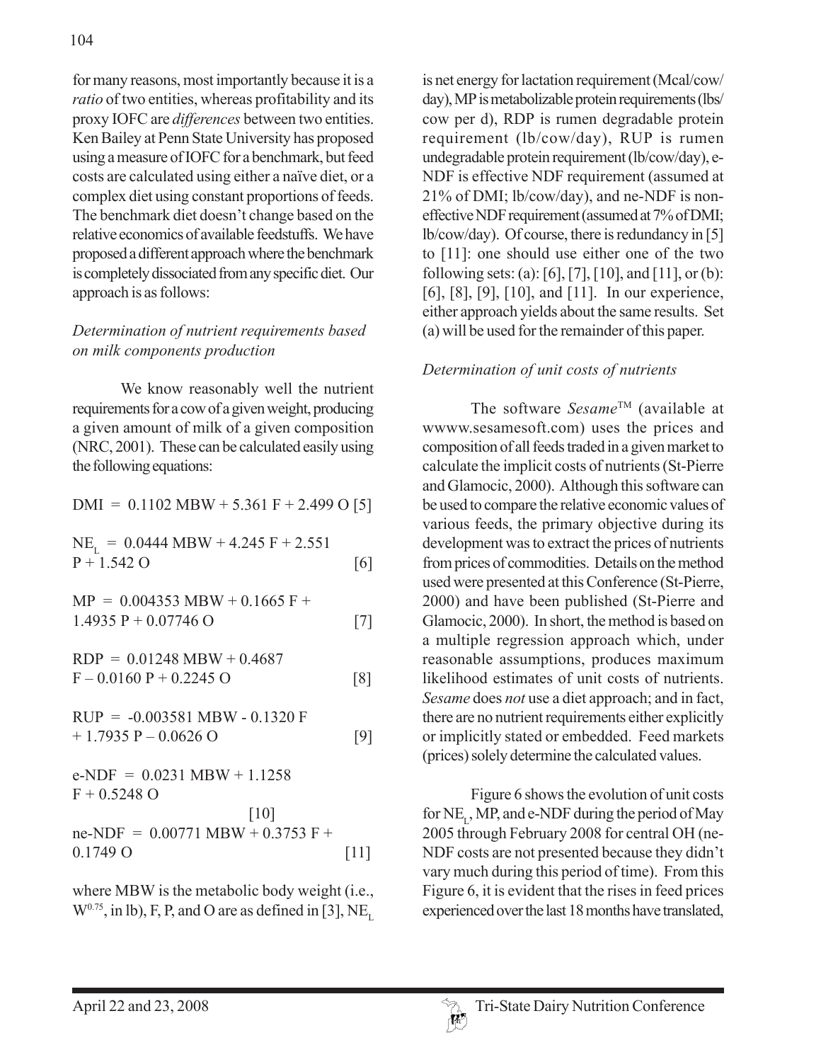for many reasons, most importantly because it is a *ratio* of two entities, whereas profitability and its proxy IOFC are *differences* between two entities. Ken Bailey at Penn State University has proposed using a measure of IOFC for a benchmark, but feed costs are calculated using either a naïve diet, or a complex diet using constant proportions of feeds. The benchmark diet doesn't change based on the relative economics of available feedstuffs. We have proposed a different approach where the benchmark is completely dissociated from any specific diet. Our approach is as follows:

*Determination of nutrient requirements based on milk components production*

We know reasonably well the nutrient requirements for a cow of a given weight, producing a given amount of milk of a given composition (NRC, 2001). These can be calculated easily using the following equations:

$$DMI = 0.1102\ MBW + 5.361\ F + 2.499\ O \quad [5]$$

$$NE_L = 0.0444\ MBW + 4.245\ F + 2.551\ P + 1.542\ O \quad [6]$$

$$MP = 0.004353\ MBW + 0.1665\ F + 1.4935\ P + 0.07746\ O \quad [7]$$

$$RDP = 0.01248\ MBW + 0.4687\ F - 0.0160\ P + 0.2245\ O \quad [8]$$

$$RUP = -0.003581\ MBW - 0.1320\ F + 1.7935\ P - 0.0626\ O \quad [9]$$

$$e\text{-}NDF = 0.0231\ MBW + 1.1258\ F + 0.5248\ O \quad [10]$$

$$ne\text{-}NDF = 0.00771\ MBW + 0.3753\ F + 0.1749\ O \quad [11]$$

where MBW is the metabolic body weight (i.e., $W^{0.75}$, in lb), F, P, and O are as defined in [3], $NE_L$ is net energy for lactation requirement (Mcal/cow/day), MP is metabolizable protein requirements (lbs/cow per d), RDP is rumen degradable protein requirement (lb/cow/day), RUP is rumen undegradable protein requirement (lb/cow/day), e-NDF is effective NDF requirement (assumed at 21% of DMI; lb/cow/day), and ne-NDF is non-effective NDF requirement (assumed at 7% of DMI; lb/cow/day). Of course, there is redundancy in [5] to [11]: one should use either one of the two following sets: (a): [6], [7], [10], and [11], or (b): [6], [8], [9], [10], and [11]. In our experience, either approach yields about the same results. Set (a) will be used for the remainder of this paper.

*Determination of unit costs of nutrients*

The software *Sesame*™ (available at wwww.sesamesoft.com) uses the prices and composition of all feeds traded in a given market to calculate the implicit costs of nutrients (St-Pierre and Glamocic, 2000). Although this software can be used to compare the relative economic values of various feeds, the primary objective during its development was to extract the prices of nutrients from prices of commodities. Details on the method used were presented at this Conference (St-Pierre, 2000) and have been published (St-Pierre and Glamocic, 2000). In short, the method is based on a multiple regression approach which, under reasonable assumptions, produces maximum likelihood estimates of unit costs of nutrients. *Sesame* does *not* use a diet approach; and in fact, there are no nutrient requirements either explicitly or implicitly stated or embedded. Feed markets (prices) solely determine the calculated values.

Figure 6 shows the evolution of unit costs for $NE_L$, MP, and e-NDF during the period of May 2005 through February 2008 for central OH (ne-NDF costs are not presented because they didn't vary much during this period of time). From this Figure 6, it is evident that the rises in feed prices experienced over the last 18 months have translated,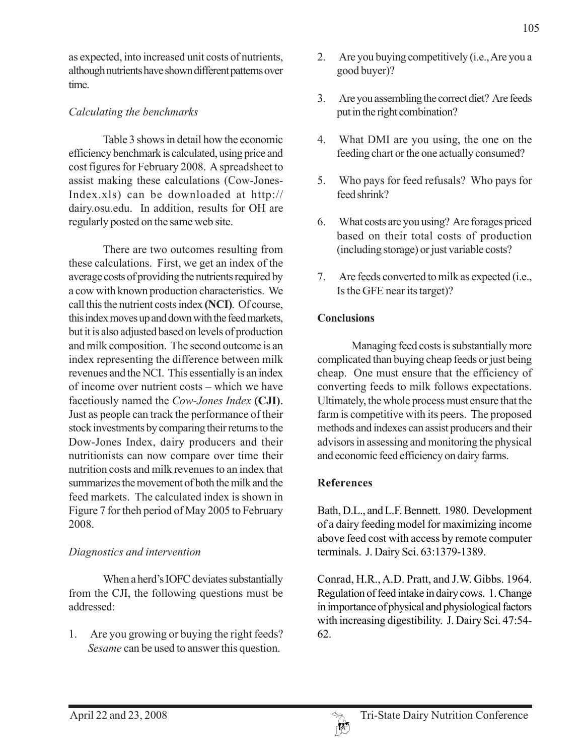as expected, into increased unit costs of nutrients, although nutrients have shown different patterns over time.

*Calculating the benchmarks*

Table 3 shows in detail how the economic efficiency benchmark is calculated, using price and cost figures for February 2008. A spreadsheet to assist making these calculations (Cow-Jones-Index.xls) can be downloaded at http://dairy.osu.edu. In addition, results for OH are regularly posted on the same web site.

There are two outcomes resulting from these calculations. First, we get an index of the average costs of providing the nutrients required by a cow with known production characteristics. We call this the nutrient costs index **(NCI)**. Of course, this index moves up and down with the feed markets, but it is also adjusted based on levels of production and milk composition. The second outcome is an index representing the difference between milk revenues and the NCI. This essentially is an index of income over nutrient costs – which we have facetiously named the *Cow-Jones Index* **(CJI)**. Just as people can track the performance of their stock investments by comparing their returns to the Dow-Jones Index, dairy producers and their nutritionists can now compare over time their nutrition costs and milk revenues to an index that summarizes the movement of both the milk and the feed markets. The calculated index is shown in Figure 7 for theh period of May 2005 to February 2008.

*Diagnostics and intervention*

When a herd's IOFC deviates substantially from the CJI, the following questions must be addressed:

1. Are you growing or buying the right feeds? *Sesame* can be used to answer this question.
2. Are you buying competitively (i.e., Are you a good buyer)?
3. Are you assembling the correct diet? Are feeds put in the right combination?
4. What DMI are you using, the one on the feeding chart or the one actually consumed?
5. Who pays for feed refusals? Who pays for feed shrink?
6. What costs are you using? Are forages priced based on their total costs of production (including storage) or just variable costs?
7. Are feeds converted to milk as expected (i.e., Is the GFE near its target)?

## Conclusions

Managing feed costs is substantially more complicated than buying cheap feeds or just being cheap. One must ensure that the efficiency of converting feeds to milk follows expectations. Ultimately, the whole process must ensure that the farm is competitive with its peers. The proposed methods and indexes can assist producers and their advisors in assessing and monitoring the physical and economic feed efficiency on dairy farms.

## References

Bath, D.L., and L.F. Bennett. 1980. Development of a dairy feeding model for maximizing income above feed cost with access by remote computer terminals. J. Dairy Sci. 63:1379-1389.

Conrad, H.R., A.D. Pratt, and J.W. Gibbs. 1964. Regulation of feed intake in dairy cows. 1. Change in importance of physical and physiological factors with increasing digestibility. J. Dairy Sci. 47:54-62.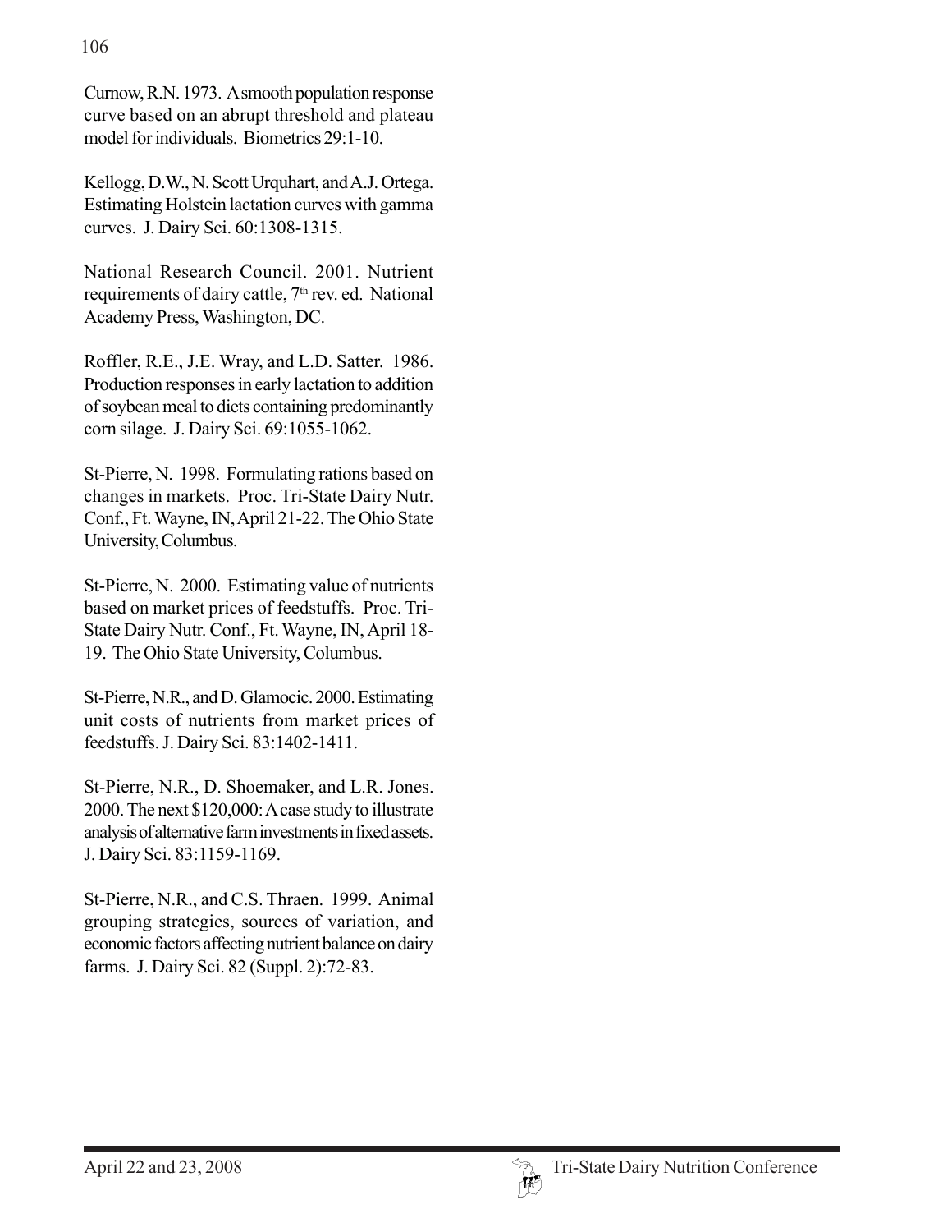Curnow, R.N. 1973. A smooth population response curve based on an abrupt threshold and plateau model for individuals. Biometrics 29:1-10.

Kellogg, D.W., N. Scott Urquhart, and A.J. Ortega. Estimating Holstein lactation curves with gamma curves. J. Dairy Sci. 60:1308-1315.

National Research Council. 2001. Nutrient requirements of dairy cattle, 7th rev. ed. National Academy Press, Washington, DC.

Roffler, R.E., J.E. Wray, and L.D. Satter. 1986. Production responses in early lactation to addition of soybean meal to diets containing predominantly corn silage. J. Dairy Sci. 69:1055-1062.

St-Pierre, N. 1998. Formulating rations based on changes in markets. Proc. Tri-State Dairy Nutr. Conf., Ft. Wayne, IN, April 21-22. The Ohio State University, Columbus.

St-Pierre, N. 2000. Estimating value of nutrients based on market prices of feedstuffs. Proc. Tri-State Dairy Nutr. Conf., Ft. Wayne, IN, April 18-19. The Ohio State University, Columbus.

St-Pierre, N.R., and D. Glamocic. 2000. Estimating unit costs of nutrients from market prices of feedstuffs. J. Dairy Sci. 83:1402-1411.

St-Pierre, N.R., D. Shoemaker, and L.R. Jones. 2000. The next $120,000: A case study to illustrate analysis of alternative farm investments in fixed assets. J. Dairy Sci. 83:1159-1169.

St-Pierre, N.R., and C.S. Thraen. 1999. Animal grouping strategies, sources of variation, and economic factors affecting nutrient balance on dairy farms. J. Dairy Sci. 82 (Suppl. 2):72-83.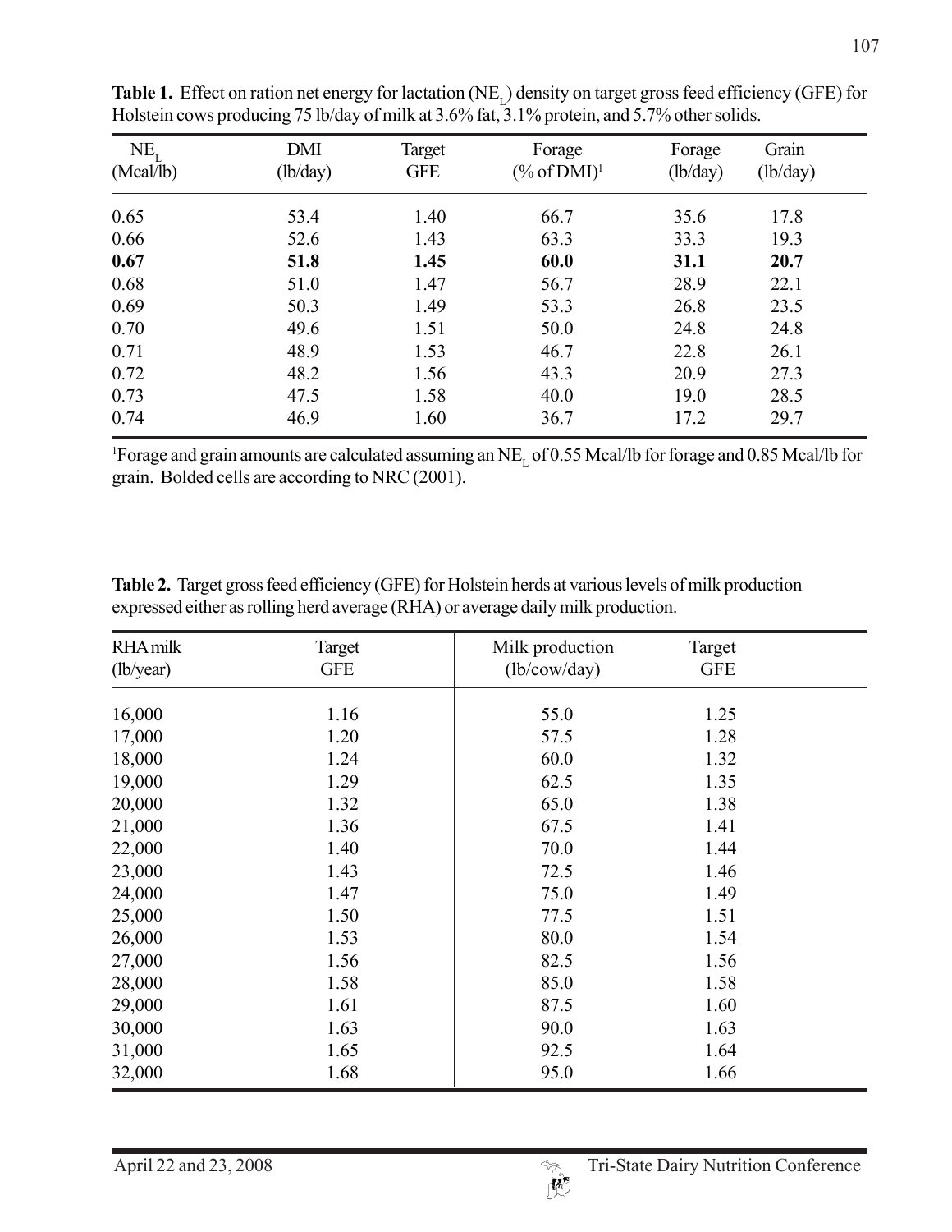**Table 1.** Effect on ration net energy for lactation ($NE_L$) density on target gross feed efficiency (GFE) for Holstein cows producing 75 lb/day of milk at 3.6% fat, 3.1% protein, and 5.7% other solids.

| $NE_L$ (Mcal/lb) | DMI (lb/day) | Target GFE | Forage (% of DMI)[1] | Forage (lb/day) | Grain (lb/day) |
|---|---|---|---|---|---|
| 0.65 | 53.4 | 1.40 | 66.7 | 35.6 | 17.8 |
| 0.66 | 52.6 | 1.43 | 63.3 | 33.3 | 19.3 |
| **0.67** | **51.8** | **1.45** | **60.0** | **31.1** | **20.7** |
| 0.68 | 51.0 | 1.47 | 56.7 | 28.9 | 22.1 |
| 0.69 | 50.3 | 1.49 | 53.3 | 26.8 | 23.5 |
| 0.70 | 49.6 | 1.51 | 50.0 | 24.8 | 24.8 |
| 0.71 | 48.9 | 1.53 | 46.7 | 22.8 | 26.1 |
| 0.72 | 48.2 | 1.56 | 43.3 | 20.9 | 27.3 |
| 0.73 | 47.5 | 1.58 | 40.0 | 19.0 | 28.5 |
| 0.74 | 46.9 | 1.60 | 36.7 | 17.2 | 29.7 |

[1]Forage and grain amounts are calculated assuming an $NE_L$ of 0.55 Mcal/lb for forage and 0.85 Mcal/lb for grain. Bolded cells are according to NRC (2001).

**Table 2.** Target gross feed efficiency (GFE) for Holstein herds at various levels of milk production expressed either as rolling herd average (RHA) or average daily milk production.

| RHA milk (lb/year) | Target GFE | Milk production (lb/cow/day) | Target GFE |
|---|---|---|---|
| 16,000 | 1.16 | 55.0 | 1.25 |
| 17,000 | 1.20 | 57.5 | 1.28 |
| 18,000 | 1.24 | 60.0 | 1.32 |
| 19,000 | 1.29 | 62.5 | 1.35 |
| 20,000 | 1.32 | 65.0 | 1.38 |
| 21,000 | 1.36 | 67.5 | 1.41 |
| 22,000 | 1.40 | 70.0 | 1.44 |
| 23,000 | 1.43 | 72.5 | 1.46 |
| 24,000 | 1.47 | 75.0 | 1.49 |
| 25,000 | 1.50 | 77.5 | 1.51 |
| 26,000 | 1.53 | 80.0 | 1.54 |
| 27,000 | 1.56 | 82.5 | 1.56 |
| 28,000 | 1.58 | 85.0 | 1.58 |
| 29,000 | 1.61 | 87.5 | 1.60 |
| 30,000 | 1.63 | 90.0 | 1.63 |
| 31,000 | 1.65 | 92.5 | 1.64 |
| 32,000 | 1.68 | 95.0 | 1.66 |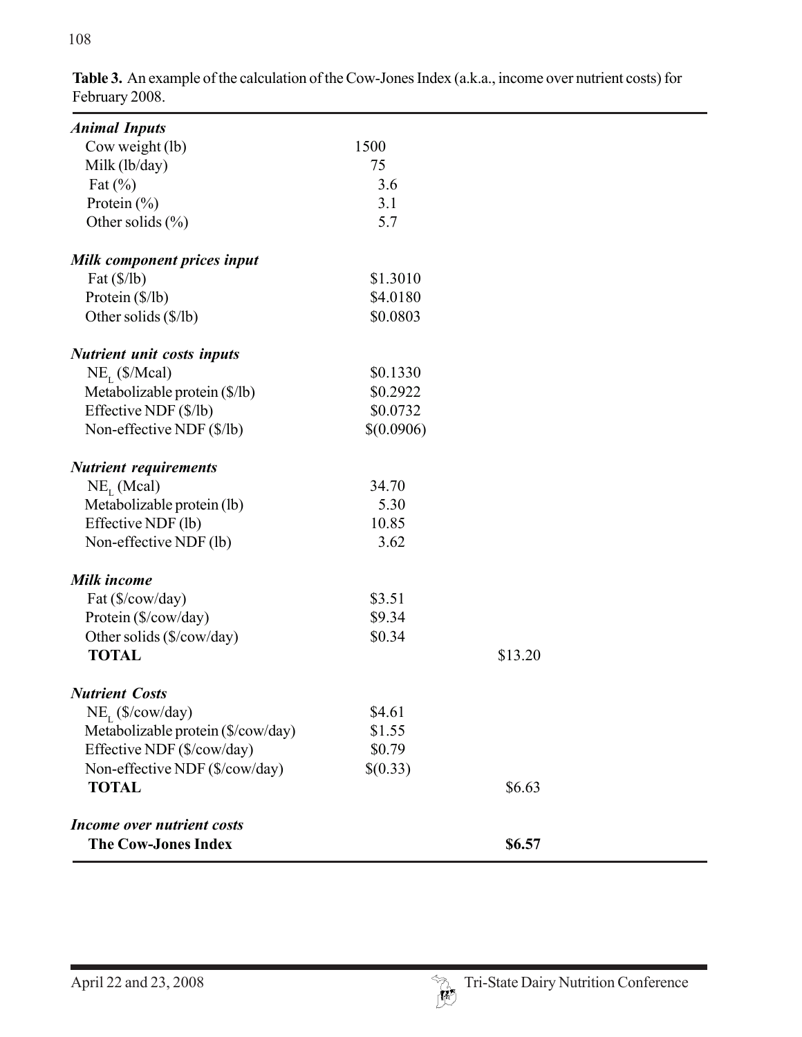**Table 3.** An example of the calculation of the Cow-Jones Index (a.k.a., income over nutrient costs) for February 2008.

| | | |
|---|---|---|
| ***Animal Inputs*** | | |
| Cow weight (lb) | 1500 | |
| Milk (lb/day) | 75 | |
| Fat (%) | 3.6 | |
| Protein (%) | 3.1 | |
| Other solids (%) | 5.7 | |
| ***Milk component prices input*** | | |
| Fat ($/lb) | $1.3010 | |
| Protein ($/lb) | $4.0180 | |
| Other solids ($/lb) | $0.0803 | |
| ***Nutrient unit costs inputs*** | | |
| $NE_L$ ($/Mcal) | $0.1330 | |
| Metabolizable protein ($/lb) | $0.2922 | |
| Effective NDF ($/lb) | $0.0732 | |
| Non-effective NDF ($/lb) | $(0.0906) | |
| ***Nutrient requirements*** | | |
| $NE_L$ (Mcal) | 34.70 | |
| Metabolizable protein (lb) | 5.30 | |
| Effective NDF (lb) | 10.85 | |
| Non-effective NDF (lb) | 3.62 | |
| ***Milk income*** | | |
| Fat ($/cow/day) | $3.51 | |
| Protein ($/cow/day) | $9.34 | |
| Other solids ($/cow/day) | $0.34 | |
| **TOTAL** | | $13.20 |
| ***Nutrient Costs*** | | |
| $NE_L$ ($/cow/day) | $4.61 | |
| Metabolizable protein ($/cow/day) | $1.55 | |
| Effective NDF ($/cow/day) | $0.79 | |
| Non-effective NDF ($/cow/day) | $(0.33) | |
| **TOTAL** | | $6.63 |
| ***Income over nutrient costs*** | | |
| **The Cow-Jones Index** | | **$6.57** |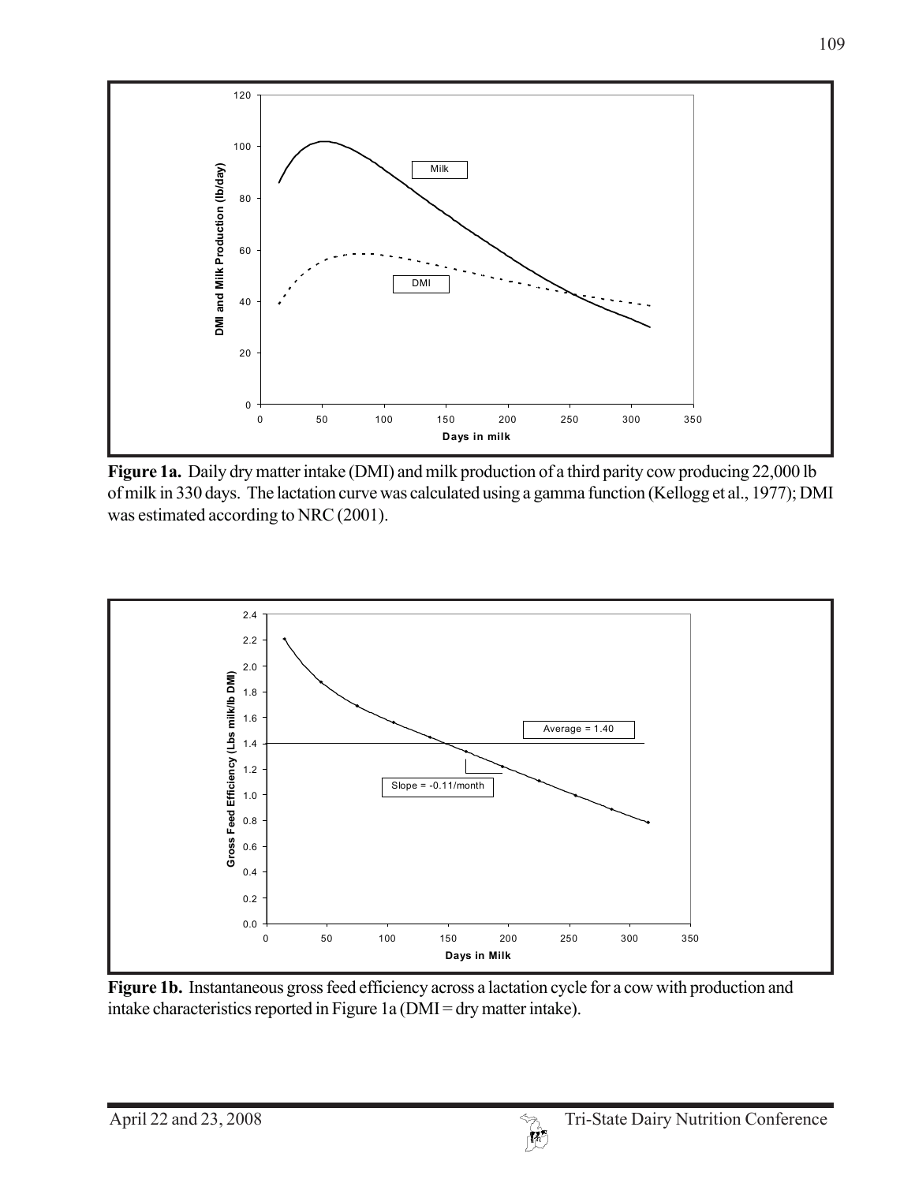**Figure 1a.** Daily dry matter intake (DMI) and milk production of a third parity cow producing 22,000 lb of milk in 330 days. The lactation curve was calculated using a gamma function (Kellogg et al., 1977); DMI was estimated according to NRC (2001).

**Figure 1b.** Instantaneous gross feed efficiency across a lactation cycle for a cow with production and intake characteristics reported in Figure 1a (DMI = dry matter intake).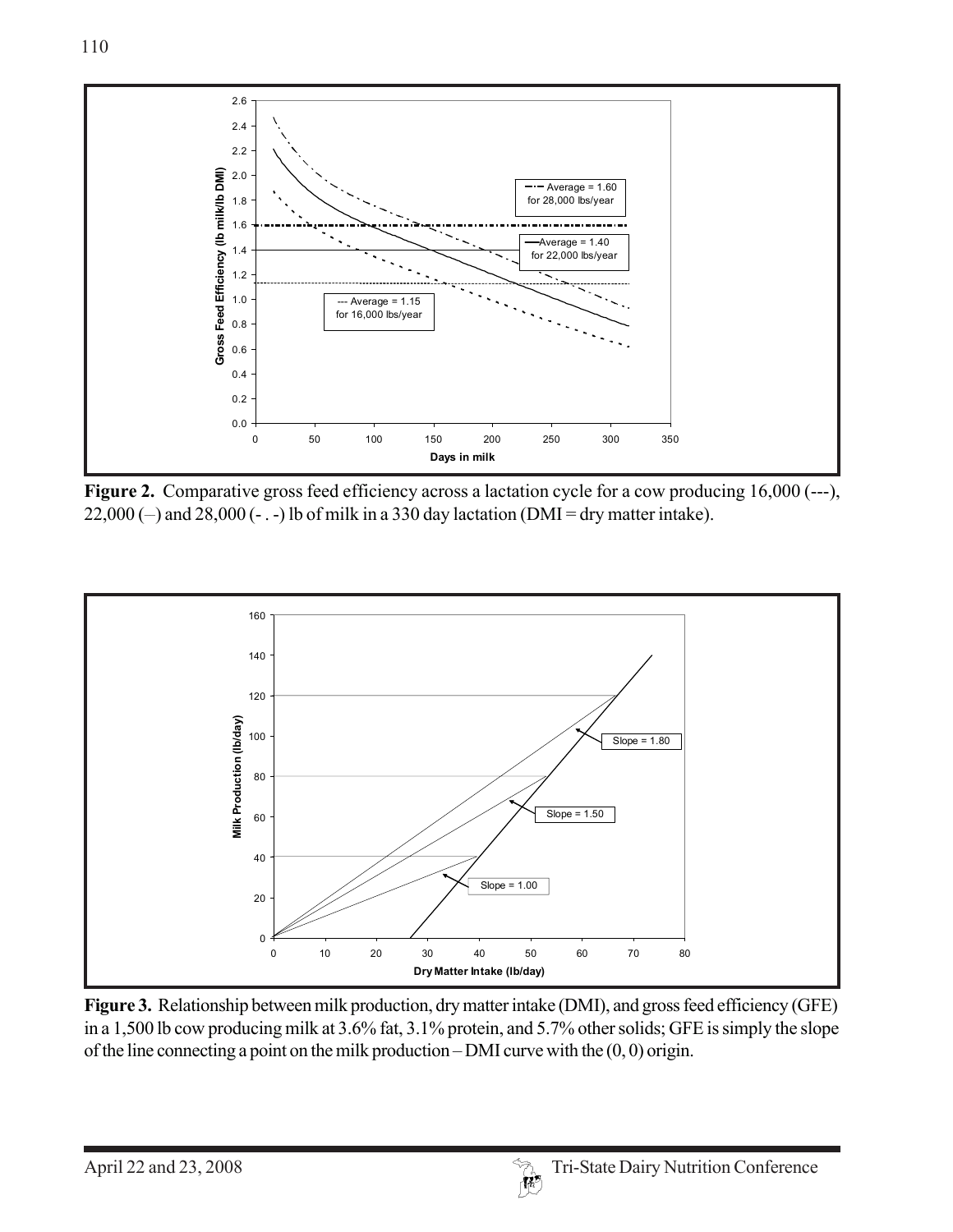**Figure 2.** Comparative gross feed efficiency across a lactation cycle for a cow producing 16,000 (---), 22,000 (–) and 28,000 (- . -) lb of milk in a 330 day lactation (DMI = dry matter intake).

**Figure 3.** Relationship between milk production, dry matter intake (DMI), and gross feed efficiency (GFE) in a 1,500 lb cow producing milk at 3.6% fat, 3.1% protein, and 5.7% other solids; GFE is simply the slope of the line connecting a point on the milk production – DMI curve with the (0, 0) origin.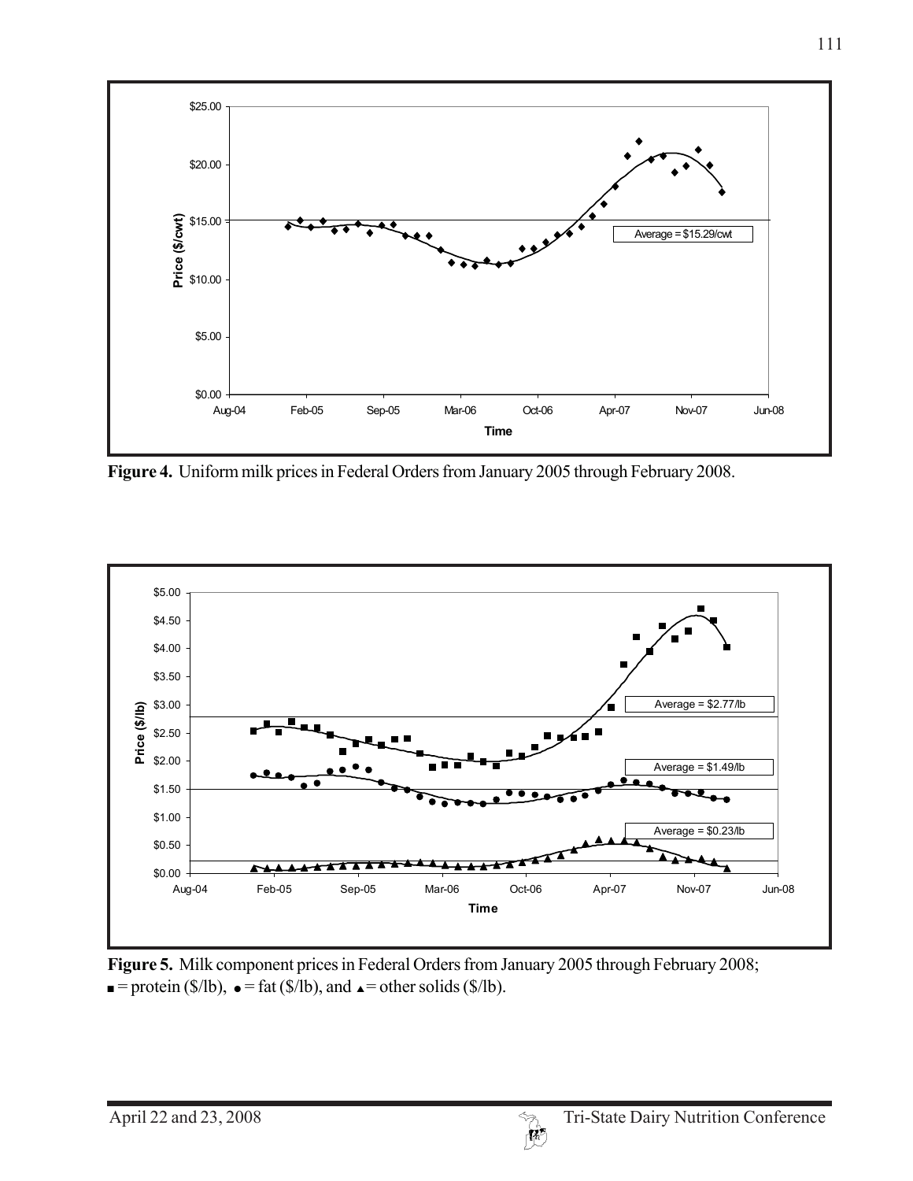**Figure 4.** Uniform milk prices in Federal Orders from January 2005 through February 2008.

**Figure 5.** Milk component prices in Federal Orders from January 2005 through February 2008; ■ = protein ($/lb), ● = fat ($/lb), and ▲ = other solids ($/lb).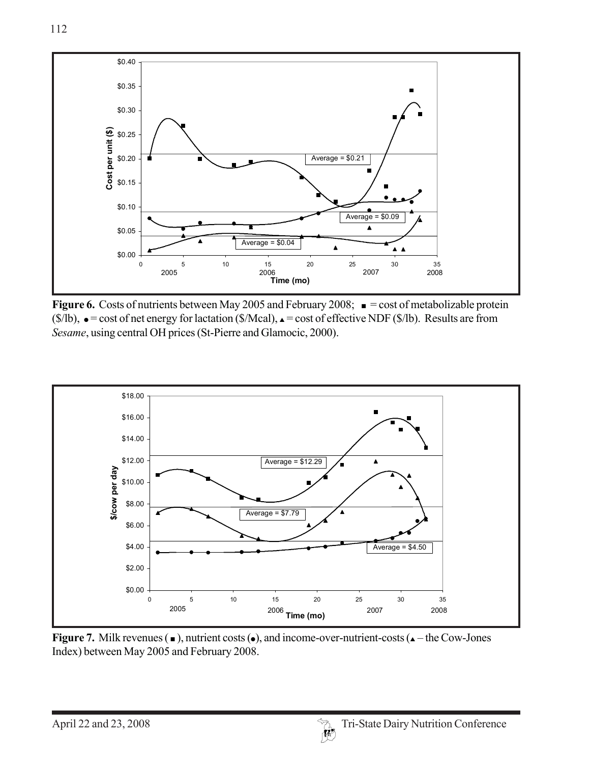$0.40

$0.35

$0.30

$0.25

$0.20

$0.15

$0.10

$0.05

$0.00

Cost per unit ($)

Average = $0.21

Average = $0.09

Average = $0.04

0 5 10 15 20 25 30 35

2005 2006 2007 2008

Time (mo)

**Figure 6.** Costs of nutrients between May 2005 and February 2008; ■ = cost of metabolizable protein ($/lb), ● = cost of net energy for lactation ($/Mcal), ▲ = cost of effective NDF ($/lb). Results are from *Sesame*, using central OH prices (St-Pierre and Glamocic, 2000).

$18.00

$16.00

$14.00

$12.00

$10.00

$8.00

$6.00

$4.00

$2.00

$0.00

$/cow per day

Average = $12.29

Average = $7.79

Average = $4.50

0 5 10 15 20 25 30 35

2005 2006 2007 2008

Time (mo)

**Figure 7.** Milk revenues ( ■ ), nutrient costs (●), and income-over-nutrient-costs (▲ – the Cow-Jones Index) between May 2005 and February 2008.